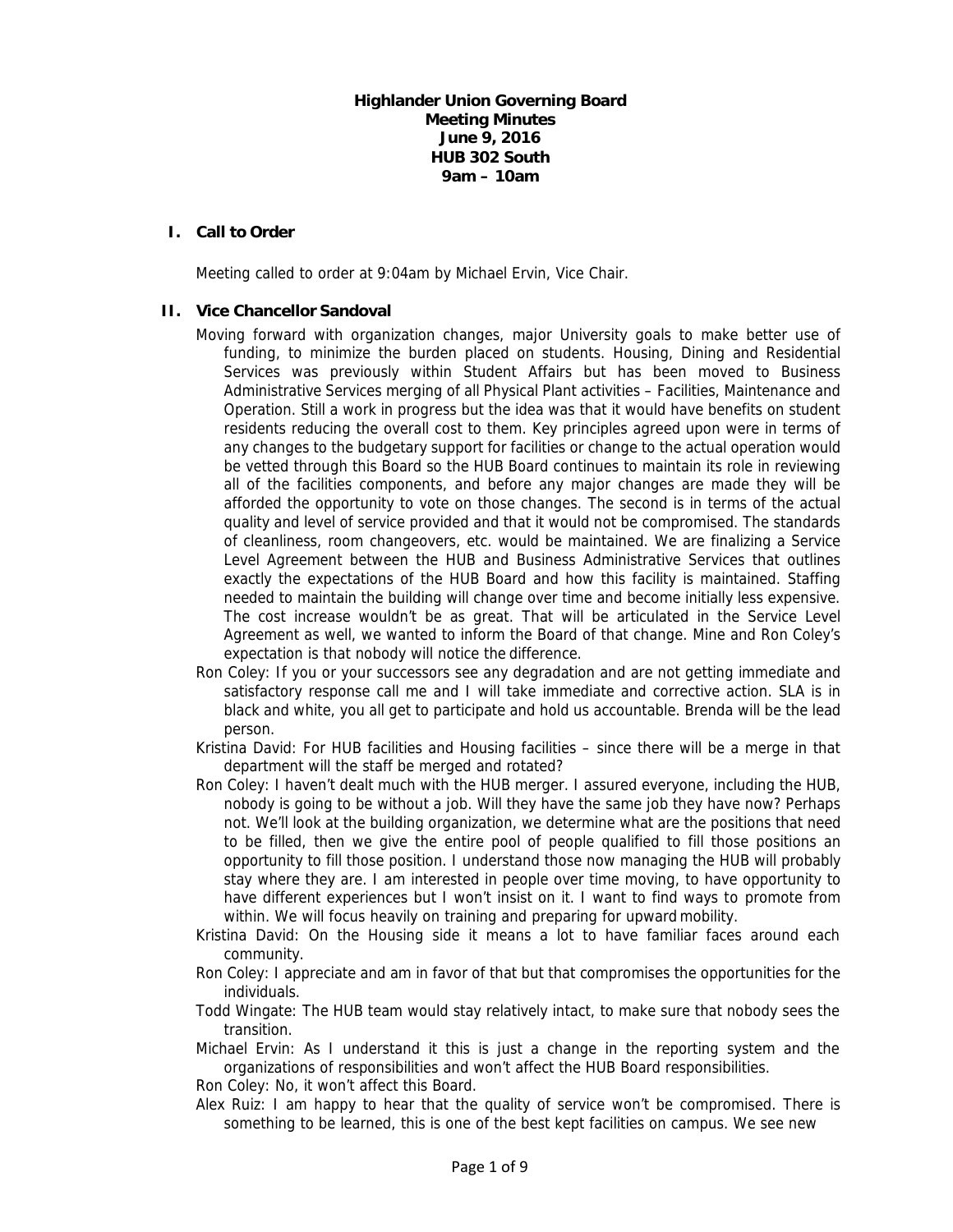**Highlander Union Governing Board**
**Meeting Minutes**
**June 9, 2016**
**HUB 302 South**
**9am – 10am**

## I. Call to Order

Meeting called to order at 9:04am by Michael Ervin, Vice Chair.

## II. Vice Chancellor Sandoval

Moving forward with organization changes, major University goals to make better use of funding, to minimize the burden placed on students. Housing, Dining and Residential Services was previously within Student Affairs but has been moved to Business Administrative Services merging of all Physical Plant activities – Facilities, Maintenance and Operation. Still a work in progress but the idea was that it would have benefits on student residents reducing the overall cost to them. Key principles agreed upon were in terms of any changes to the budgetary support for facilities or change to the actual operation would be vetted through this Board so the HUB Board continues to maintain its role in reviewing all of the facilities components, and before any major changes are made they will be afforded the opportunity to vote on those changes. The second is in terms of the actual quality and level of service provided and that it would not be compromised. The standards of cleanliness, room changeovers, etc. would be maintained. We are finalizing a Service Level Agreement between the HUB and Business Administrative Services that outlines exactly the expectations of the HUB Board and how this facility is maintained. Staffing needed to maintain the building will change over time and become initially less expensive. The cost increase wouldn't be as great. That will be articulated in the Service Level Agreement as well, we wanted to inform the Board of that change. Mine and Ron Coley's expectation is that nobody will notice the difference.

Ron Coley: If you or your successors see any degradation and are not getting immediate and satisfactory response call me and I will take immediate and corrective action. SLA is in black and white, you all get to participate and hold us accountable. Brenda will be the lead person.

Kristina David: For HUB facilities and Housing facilities – since there will be a merge in that department will the staff be merged and rotated?

Ron Coley: I haven't dealt much with the HUB merger. I assured everyone, including the HUB, nobody is going to be without a job. Will they have the same job they have now? Perhaps not. We'll look at the building organization, we determine what are the positions that need to be filled, then we give the entire pool of people qualified to fill those positions an opportunity to fill those position. I understand those now managing the HUB will probably stay where they are. I am interested in people over time moving, to have opportunity to have different experiences but I won't insist on it. I want to find ways to promote from within. We will focus heavily on training and preparing for upward mobility.

Kristina David: On the Housing side it means a lot to have familiar faces around each community.

Ron Coley: I appreciate and am in favor of that but that compromises the opportunities for the individuals.

Todd Wingate: The HUB team would stay relatively intact, to make sure that nobody sees the transition.

Michael Ervin: As I understand it this is just a change in the reporting system and the organizations of responsibilities and won't affect the HUB Board responsibilities.

Ron Coley: No, it won't affect this Board.

Alex Ruiz: I am happy to hear that the quality of service won't be compromised. There is something to be learned, this is one of the best kept facilities on campus. We see new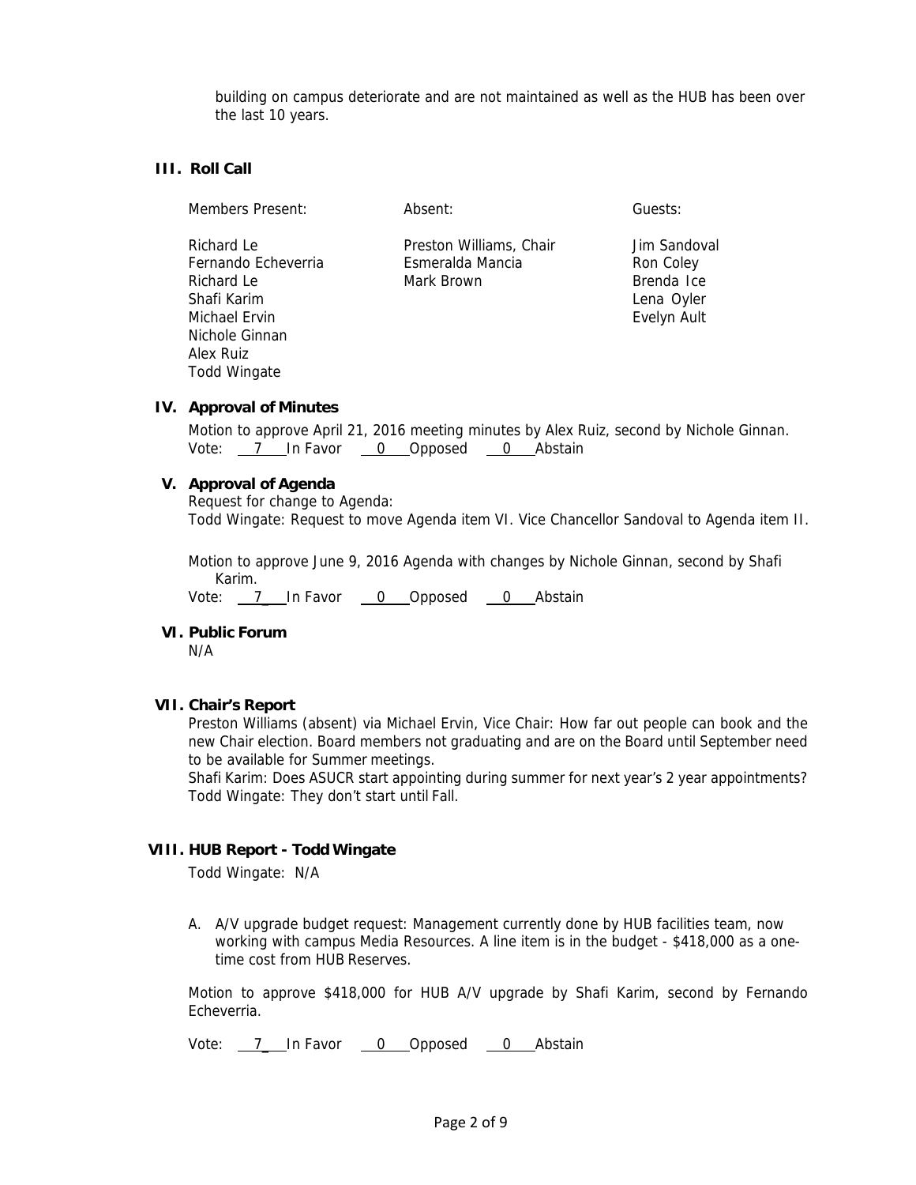building on campus deteriorate and are not maintained as well as the HUB has been over the last 10 years.

## III. Roll Call

| Members Present: | Absent: | Guests: |
|---|---|---|
| Richard Le | Preston Williams, Chair | Jim Sandoval |
| Fernando Echeverria | Esmeralda Mancia | Ron Coley |
| Richard Le | Mark Brown | Brenda Ice |
| Shafi Karim | | Lena Oyler |
| Michael Ervin | | Evelyn Ault |
| Nichole Ginnan | | |
| Alex Ruiz | | |
| Todd Wingate | | |

## IV. Approval of Minutes

Motion to approve April 21, 2016 meeting minutes by Alex Ruiz, second by Nichole Ginnan.
Vote: 7 In Favor 0 Opposed 0 Abstain

## V. Approval of Agenda

Request for change to Agenda:
Todd Wingate: Request to move Agenda item VI. Vice Chancellor Sandoval to Agenda item II.

Motion to approve June 9, 2016 Agenda with changes by Nichole Ginnan, second by Shafi Karim.
Vote: 7 In Favor 0 Opposed 0 Abstain

## VI. Public Forum

N/A

## VII. Chair's Report

Preston Williams (absent) via Michael Ervin, Vice Chair: How far out people can book and the new Chair election. Board members not graduating and are on the Board until September need to be available for Summer meetings.
Shafi Karim: Does ASUCR start appointing during summer for next year's 2 year appointments?
Todd Wingate: They don't start until Fall.

## VIII. HUB Report - Todd Wingate

Todd Wingate: N/A

A. A/V upgrade budget request: Management currently done by HUB facilities team, now working with campus Media Resources. A line item is in the budget - $418,000 as a one-time cost from HUB Reserves.

Motion to approve $418,000 for HUB A/V upgrade by Shafi Karim, second by Fernando Echeverria.

Vote: 7 In Favor 0 Opposed 0 Abstain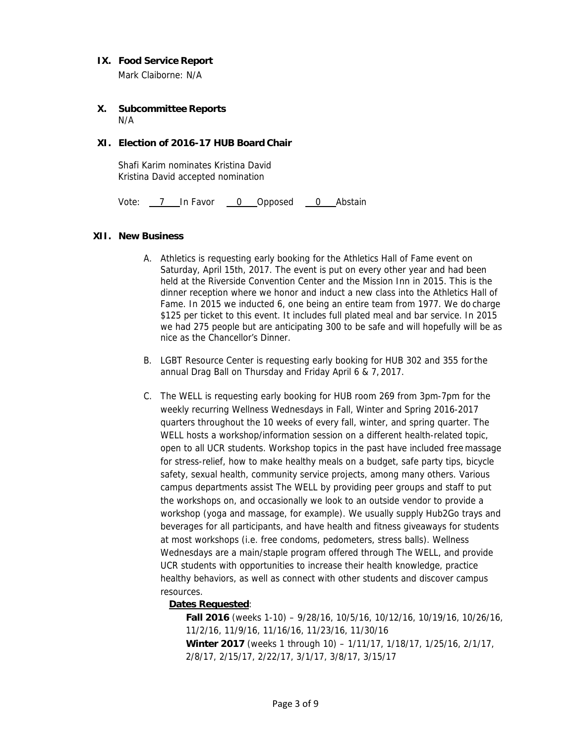## IX. Food Service Report

Mark Claiborne: N/A

## X. Subcommittee Reports

N/A

## XI. Election of 2016-17 HUB Board Chair

Shafi Karim nominates Kristina David
Kristina David accepted nomination

Vote: 7 In Favor 0 Opposed 0 Abstain

## XII. New Business

A. Athletics is requesting early booking for the Athletics Hall of Fame event on Saturday, April 15th, 2017. The event is put on every other year and had been held at the Riverside Convention Center and the Mission Inn in 2015. This is the dinner reception where we honor and induct a new class into the Athletics Hall of Fame. In 2015 we inducted 6, one being an entire team from 1977. We do charge $125 per ticket to this event. It includes full plated meal and bar service. In 2015 we had 275 people but are anticipating 300 to be safe and will hopefully will be as nice as the Chancellor's Dinner.

B. LGBT Resource Center is requesting early booking for HUB 302 and 355 for the annual Drag Ball on Thursday and Friday April 6 & 7, 2017.

C. The WELL is requesting early booking for HUB room 269 from 3pm-7pm for the weekly recurring Wellness Wednesdays in Fall, Winter and Spring 2016-2017 quarters throughout the 10 weeks of every fall, winter, and spring quarter. The WELL hosts a workshop/information session on a different health-related topic, open to all UCR students. Workshop topics in the past have included free massage for stress-relief, how to make healthy meals on a budget, safe party tips, bicycle safety, sexual health, community service projects, among many others. Various campus departments assist The WELL by providing peer groups and staff to put the workshops on, and occasionally we look to an outside vendor to provide a workshop (yoga and massage, for example). We usually supply Hub2Go trays and beverages for all participants, and have health and fitness giveaways for students at most workshops (i.e. free condoms, pedometers, stress balls). Wellness Wednesdays are a main/staple program offered through The WELL, and provide UCR students with opportunities to increase their health knowledge, practice healthy behaviors, as well as connect with other students and discover campus resources.

**Dates Requested**:

**Fall 2016** (weeks 1-10) – 9/28/16, 10/5/16, 10/12/16, 10/19/16, 10/26/16, 11/2/16, 11/9/16, 11/16/16, 11/23/16, 11/30/16

**Winter 2017** (weeks 1 through 10) – 1/11/17, 1/18/17, 1/25/16, 2/1/17, 2/8/17, 2/15/17, 2/22/17, 3/1/17, 3/8/17, 3/15/17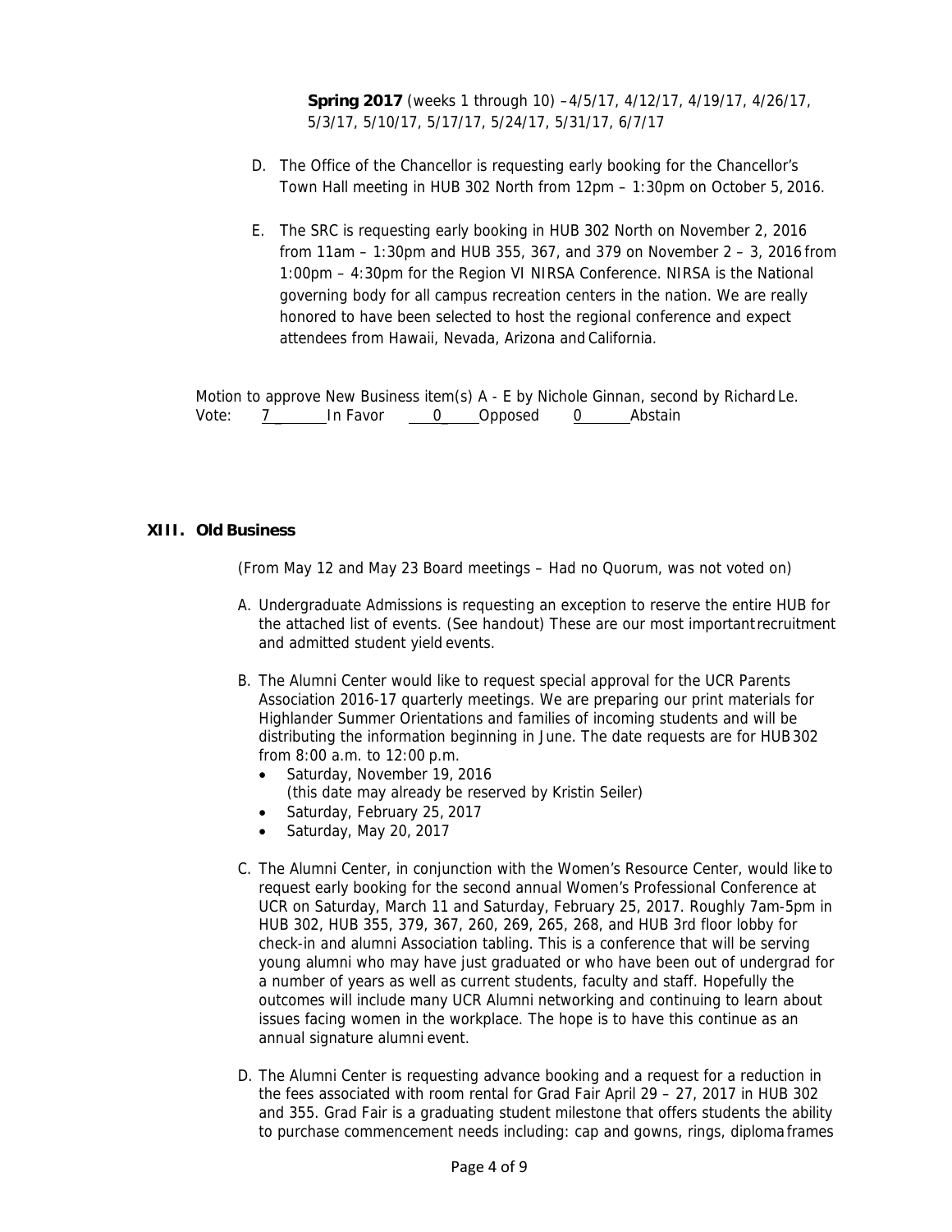**Spring 2017** (weeks 1 through 10) –4/5/17, 4/12/17, 4/19/17, 4/26/17, 5/3/17, 5/10/17, 5/17/17, 5/24/17, 5/31/17, 6/7/17

D. The Office of the Chancellor is requesting early booking for the Chancellor's Town Hall meeting in HUB 302 North from 12pm – 1:30pm on October 5, 2016.

E. The SRC is requesting early booking in HUB 302 North on November 2, 2016 from 11am – 1:30pm and HUB 355, 367, and 379 on November 2 – 3, 2016 from 1:00pm – 4:30pm for the Region VI NIRSA Conference. NIRSA is the National governing body for all campus recreation centers in the nation. We are really honored to have been selected to host the regional conference and expect attendees from Hawaii, Nevada, Arizona and California.

Motion to approve New Business item(s) A - E by Nichole Ginnan, second by Richard Le.
Vote: 7 In Favor 0 Opposed 0 Abstain

## XIII. Old Business

(From May 12 and May 23 Board meetings – Had no Quorum, was not voted on)

A. Undergraduate Admissions is requesting an exception to reserve the entire HUB for the attached list of events. (See handout) These are our most important recruitment and admitted student yield events.

B. The Alumni Center would like to request special approval for the UCR Parents Association 2016-17 quarterly meetings. We are preparing our print materials for Highlander Summer Orientations and families of incoming students and will be distributing the information beginning in June. The date requests are for HUB 302 from 8:00 a.m. to 12:00 p.m.
- Saturday, November 19, 2016
  (this date may already be reserved by Kristin Seiler)
- Saturday, February 25, 2017
- Saturday, May 20, 2017

C. The Alumni Center, in conjunction with the Women's Resource Center, would like to request early booking for the second annual Women's Professional Conference at UCR on Saturday, March 11 and Saturday, February 25, 2017. Roughly 7am-5pm in HUB 302, HUB 355, 379, 367, 260, 269, 265, 268, and HUB 3rd floor lobby for check-in and alumni Association tabling. This is a conference that will be serving young alumni who may have just graduated or who have been out of undergrad for a number of years as well as current students, faculty and staff. Hopefully the outcomes will include many UCR Alumni networking and continuing to learn about issues facing women in the workplace. The hope is to have this continue as an annual signature alumni event.

D. The Alumni Center is requesting advance booking and a request for a reduction in the fees associated with room rental for Grad Fair April 29 – 27, 2017 in HUB 302 and 355. Grad Fair is a graduating student milestone that offers students the ability to purchase commencement needs including: cap and gowns, rings, diploma frames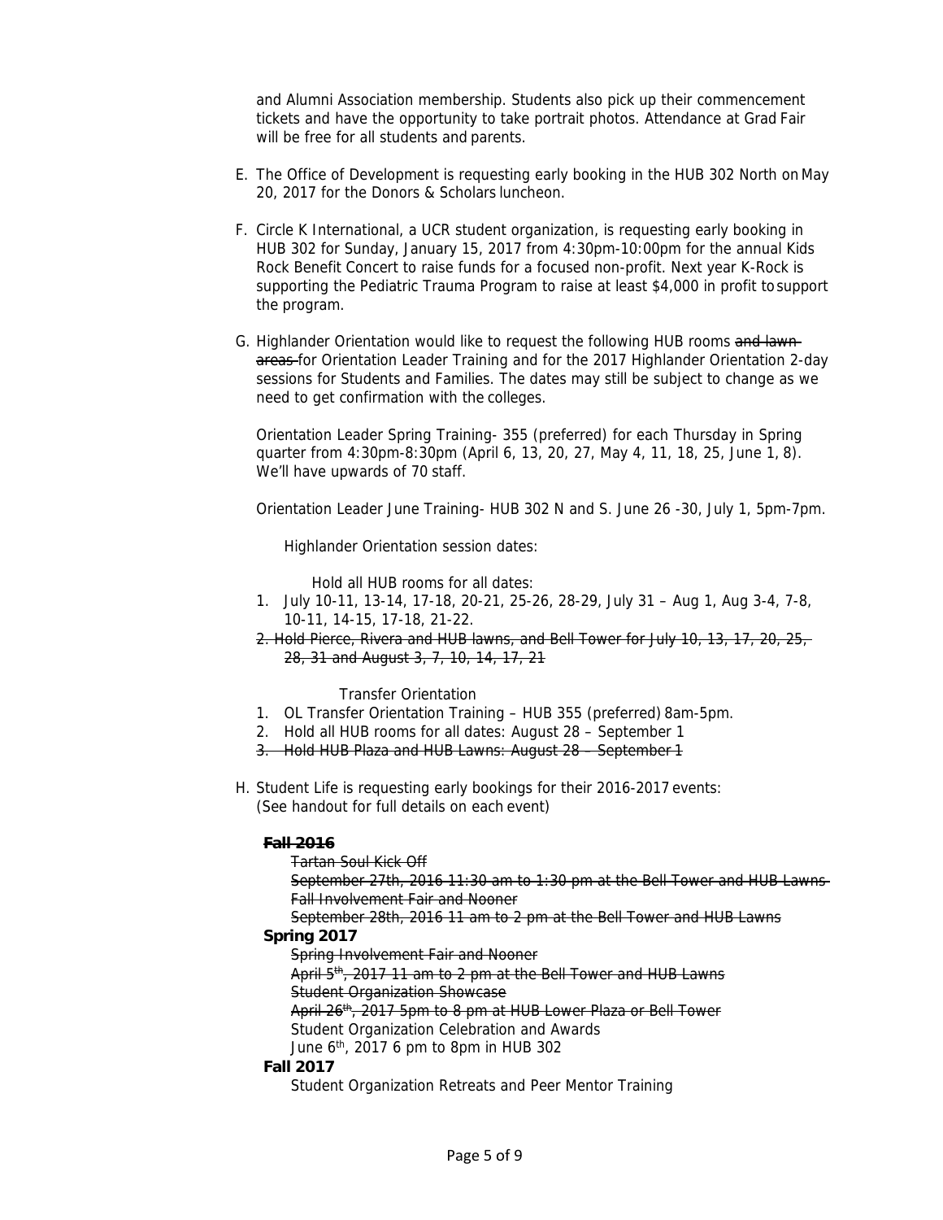and Alumni Association membership. Students also pick up their commencement tickets and have the opportunity to take portrait photos. Attendance at Grad Fair will be free for all students and parents.

E. The Office of Development is requesting early booking in the HUB 302 North on May 20, 2017 for the Donors & Scholars luncheon.

F. Circle K International, a UCR student organization, is requesting early booking in HUB 302 for Sunday, January 15, 2017 from 4:30pm-10:00pm for the annual Kids Rock Benefit Concert to raise funds for a focused non-profit. Next year K-Rock is supporting the Pediatric Trauma Program to raise at least $4,000 in profit to support the program.

G. Highlander Orientation would like to request the following HUB rooms ~~and lawn areas~~ for Orientation Leader Training and for the 2017 Highlander Orientation 2-day sessions for Students and Families. The dates may still be subject to change as we need to get confirmation with the colleges.

   Orientation Leader Spring Training- 355 (preferred) for each Thursday in Spring quarter from 4:30pm-8:30pm (April 6, 13, 20, 27, May 4, 11, 18, 25, June 1, 8). We'll have upwards of 70 staff.

   Orientation Leader June Training- HUB 302 N and S. June 26 -30, July 1, 5pm-7pm.

   Highlander Orientation session dates:

   Hold all HUB rooms for all dates:

   1. July 10-11, 13-14, 17-18, 20-21, 25-26, 28-29, July 31 – Aug 1, Aug 3-4, 7-8, 10-11, 14-15, 17-18, 21-22.
   2. ~~Hold Pierce, Rivera and HUB lawns, and Bell Tower for July 10, 13, 17, 20, 25, 28, 31 and August 3, 7, 10, 14, 17, 21~~

   Transfer Orientation

   1. OL Transfer Orientation Training – HUB 355 (preferred) 8am-5pm.
   2. Hold all HUB rooms for all dates: August 28 – September 1
   3. ~~Hold HUB Plaza and HUB Lawns: August 28 – September 1~~

H. Student Life is requesting early bookings for their 2016-2017 events: (See handout for full details on each event)

   **~~Fall 2016~~**

   ~~Tartan Soul Kick Off~~
   ~~September 27th, 2016 11:30 am to 1:30 pm at the Bell Tower and HUB Lawns~~
   ~~Fall Involvement Fair and Nooner~~
   ~~September 28th, 2016 11 am to 2 pm at the Bell Tower and HUB Lawns~~

   **Spring 2017**

   ~~Spring Involvement Fair and Nooner~~
   ~~April 5th, 2017 11 am to 2 pm at the Bell Tower and HUB Lawns~~
   ~~Student Organization Showcase~~
   ~~April 26th, 2017 5pm to 8 pm at HUB Lower Plaza or Bell Tower~~
   Student Organization Celebration and Awards
   June 6th, 2017 6 pm to 8pm in HUB 302

   **Fall 2017**

   Student Organization Retreats and Peer Mentor Training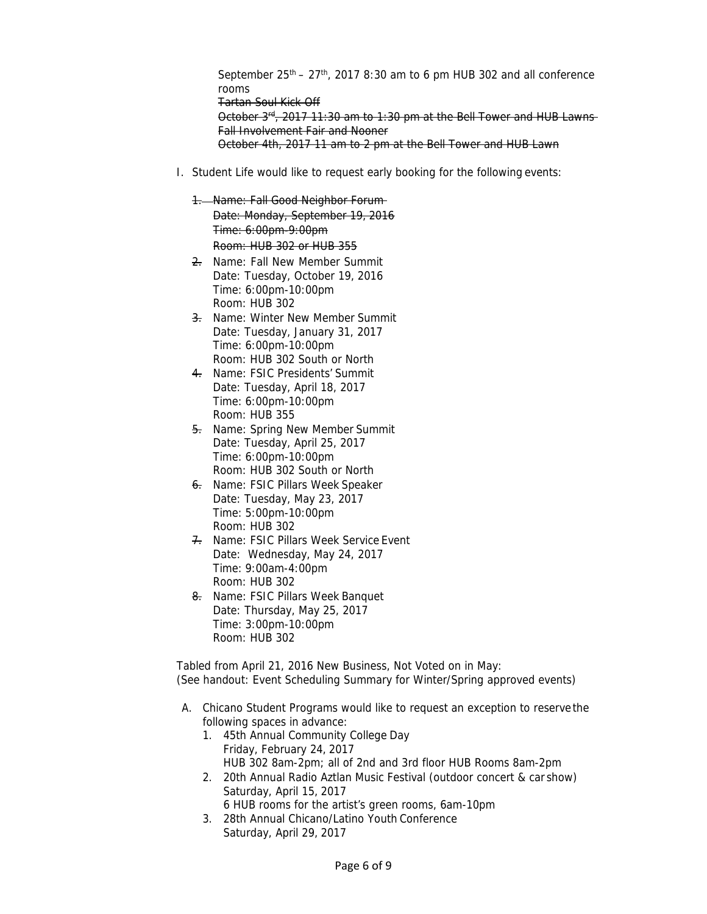September 25th – 27th, 2017 8:30 am to 6 pm HUB 302 and all conference rooms

~~Tartan Soul Kick Off~~
~~October 3rd, 2017 11:30 am to 1:30 pm at the Bell Tower and HUB Lawns~~
~~Fall Involvement Fair and Nooner~~
~~October 4th, 2017 11 am to 2 pm at the Bell Tower and HUB Lawn~~

I. Student Life would like to request early booking for the following events:

~~1. Name: Fall Good Neighbor Forum~~
~~Date: Monday, September 19, 2016~~
~~Time: 6:00pm-9:00pm~~
~~Room: HUB 302 or HUB 355~~

~~2.~~ Name: Fall New Member Summit
Date: Tuesday, October 19, 2016
Time: 6:00pm-10:00pm
Room: HUB 302

~~3.~~ Name: Winter New Member Summit
Date: Tuesday, January 31, 2017
Time: 6:00pm-10:00pm
Room: HUB 302 South or North

~~4.~~ Name: FSIC Presidents' Summit
Date: Tuesday, April 18, 2017
Time: 6:00pm-10:00pm
Room: HUB 355

~~5.~~ Name: Spring New Member Summit
Date: Tuesday, April 25, 2017
Time: 6:00pm-10:00pm
Room: HUB 302 South or North

~~6.~~ Name: FSIC Pillars Week Speaker
Date: Tuesday, May 23, 2017
Time: 5:00pm-10:00pm
Room: HUB 302

~~7.~~ Name: FSIC Pillars Week Service Event
Date: Wednesday, May 24, 2017
Time: 9:00am-4:00pm
Room: HUB 302

~~8.~~ Name: FSIC Pillars Week Banquet
Date: Thursday, May 25, 2017
Time: 3:00pm-10:00pm
Room: HUB 302

Tabled from April 21, 2016 New Business, Not Voted on in May:
(See handout: Event Scheduling Summary for Winter/Spring approved events)

A. Chicano Student Programs would like to request an exception to reserve the following spaces in advance:
   1. 45th Annual Community College Day
      Friday, February 24, 2017
      HUB 302 8am-2pm; all of 2nd and 3rd floor HUB Rooms 8am-2pm
   2. 20th Annual Radio Aztlan Music Festival (outdoor concert & car show)
      Saturday, April 15, 2017
      6 HUB rooms for the artist's green rooms, 6am-10pm
   3. 28th Annual Chicano/Latino Youth Conference
      Saturday, April 29, 2017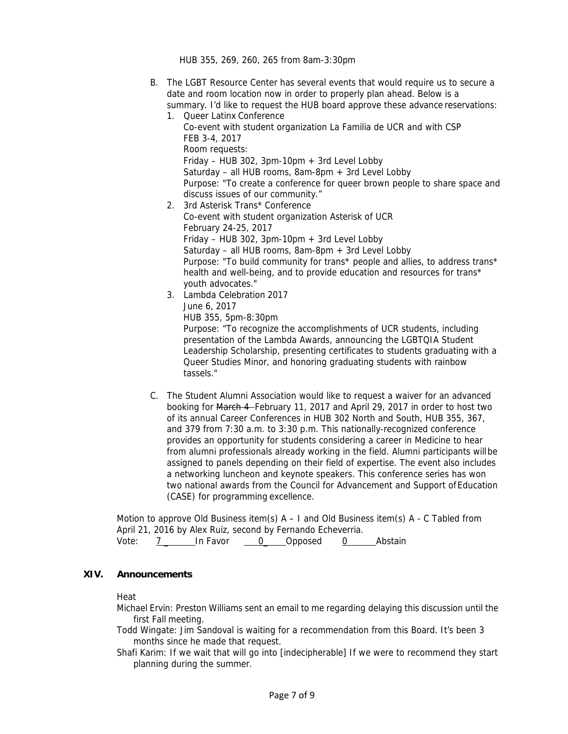HUB 355, 269, 260, 265 from 8am-3:30pm

B. The LGBT Resource Center has several events that would require us to secure a date and room location now in order to properly plan ahead. Below is a summary. I'd like to request the HUB board approve these advance reservations:
   1. Queer Latinx Conference
      Co-event with student organization La Familia de UCR and with CSP
      FEB 3-4, 2017
      Room requests:
      Friday – HUB 302, 3pm-10pm + 3rd Level Lobby
      Saturday – all HUB rooms, 8am-8pm + 3rd Level Lobby
      Purpose: "To create a conference for queer brown people to share space and discuss issues of our community."
   2. 3rd Asterisk Trans* Conference
      Co-event with student organization Asterisk of UCR
      February 24-25, 2017
      Friday – HUB 302, 3pm-10pm + 3rd Level Lobby
      Saturday – all HUB rooms, 8am-8pm + 3rd Level Lobby
      Purpose: "To build community for trans* people and allies, to address trans* health and well-being, and to provide education and resources for trans* youth advocates."
   3. Lambda Celebration 2017
      June 6, 2017
      HUB 355, 5pm-8:30pm
      Purpose: "To recognize the accomplishments of UCR students, including presentation of the Lambda Awards, announcing the LGBTQIA Student Leadership Scholarship, presenting certificates to students graduating with a Queer Studies Minor, and honoring graduating students with rainbow tassels."

C. The Student Alumni Association would like to request a waiver for an advanced booking for ~~March 4~~ February 11, 2017 and April 29, 2017 in order to host two of its annual Career Conferences in HUB 302 North and South, HUB 355, 367, and 379 from 7:30 a.m. to 3:30 p.m. This nationally-recognized conference provides an opportunity for students considering a career in Medicine to hear from alumni professionals already working in the field. Alumni participants will be assigned to panels depending on their field of expertise. The event also includes a networking luncheon and keynote speakers. This conference series has won two national awards from the Council for Advancement and Support of Education (CASE) for programming excellence.

Motion to approve Old Business item(s) A – I and Old Business item(s) A - C Tabled from April 21, 2016 by Alex Ruiz, second by Fernando Echeverria.
Vote: 7 In Favor 0 Opposed 0 Abstain

## XIV. Announcements

Heat

Michael Ervin: Preston Williams sent an email to me regarding delaying this discussion until the first Fall meeting.

Todd Wingate: Jim Sandoval is waiting for a recommendation from this Board. It's been 3 months since he made that request.

Shafi Karim: If we wait that will go into [indecipherable] If we were to recommend they start planning during the summer.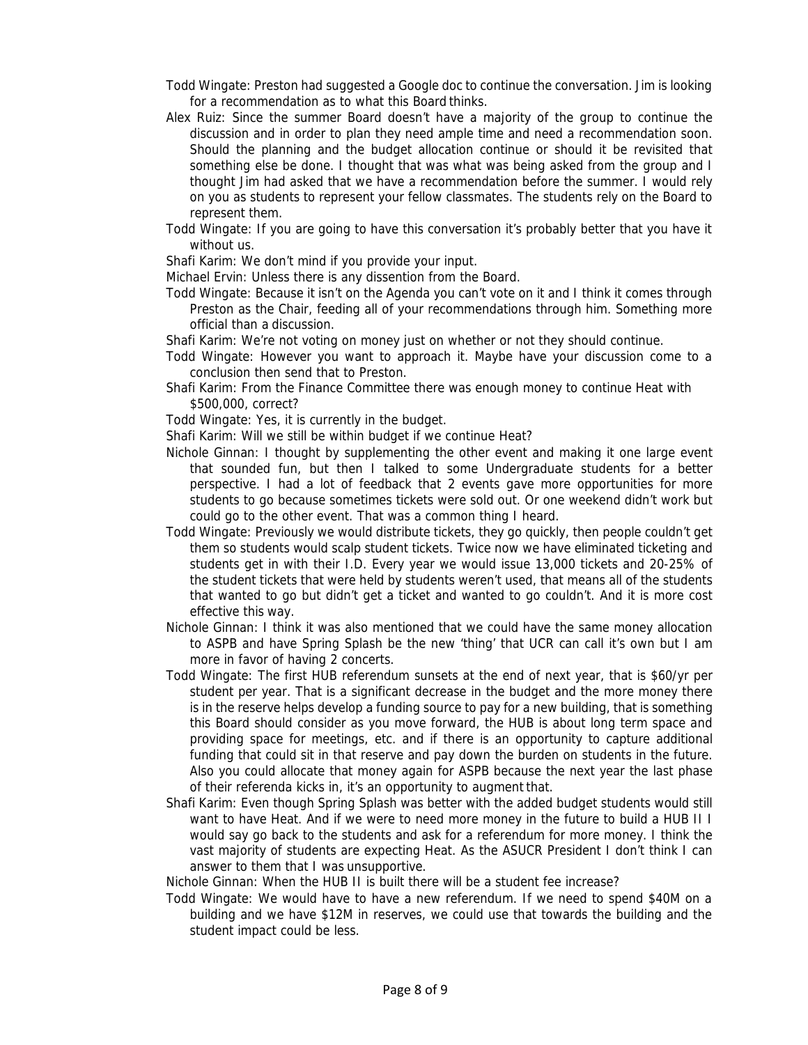Todd Wingate: Preston had suggested a Google doc to continue the conversation. Jim is looking for a recommendation as to what this Board thinks.

Alex Ruiz: Since the summer Board doesn't have a majority of the group to continue the discussion and in order to plan they need ample time and need a recommendation soon. Should the planning and the budget allocation continue or should it be revisited that something else be done. I thought that was what was being asked from the group and I thought Jim had asked that we have a recommendation before the summer. I would rely on you as students to represent your fellow classmates. The students rely on the Board to represent them.

Todd Wingate: If you are going to have this conversation it's probably better that you have it without us.

Shafi Karim: We don't mind if you provide your input.

Michael Ervin: Unless there is any dissention from the Board.

Todd Wingate: Because it isn't on the Agenda you can't vote on it and I think it comes through Preston as the Chair, feeding all of your recommendations through him. Something more official than a discussion.

Shafi Karim: We're not voting on money just on whether or not they should continue.

Todd Wingate: However you want to approach it. Maybe have your discussion come to a conclusion then send that to Preston.

Shafi Karim: From the Finance Committee there was enough money to continue Heat with $500,000, correct?

Todd Wingate: Yes, it is currently in the budget.

Shafi Karim: Will we still be within budget if we continue Heat?

Nichole Ginnan: I thought by supplementing the other event and making it one large event that sounded fun, but then I talked to some Undergraduate students for a better perspective. I had a lot of feedback that 2 events gave more opportunities for more students to go because sometimes tickets were sold out. Or one weekend didn't work but could go to the other event. That was a common thing I heard.

Todd Wingate: Previously we would distribute tickets, they go quickly, then people couldn't get them so students would scalp student tickets. Twice now we have eliminated ticketing and students get in with their I.D. Every year we would issue 13,000 tickets and 20-25% of the student tickets that were held by students weren't used, that means all of the students that wanted to go but didn't get a ticket and wanted to go couldn't. And it is more cost effective this way.

Nichole Ginnan: I think it was also mentioned that we could have the same money allocation to ASPB and have Spring Splash be the new 'thing' that UCR can call it's own but I am more in favor of having 2 concerts.

Todd Wingate: The first HUB referendum sunsets at the end of next year, that is $60/yr per student per year. That is a significant decrease in the budget and the more money there is in the reserve helps develop a funding source to pay for a new building, that is something this Board should consider as you move forward, the HUB is about long term space and providing space for meetings, etc. and if there is an opportunity to capture additional funding that could sit in that reserve and pay down the burden on students in the future. Also you could allocate that money again for ASPB because the next year the last phase of their referenda kicks in, it's an opportunity to augment that.

Shafi Karim: Even though Spring Splash was better with the added budget students would still want to have Heat. And if we were to need more money in the future to build a HUB II I would say go back to the students and ask for a referendum for more money. I think the vast majority of students are expecting Heat. As the ASUCR President I don't think I can answer to them that I was unsupportive.

Nichole Ginnan: When the HUB II is built there will be a student fee increase?

Todd Wingate: We would have to have a new referendum. If we need to spend $40M on a building and we have $12M in reserves, we could use that towards the building and the student impact could be less.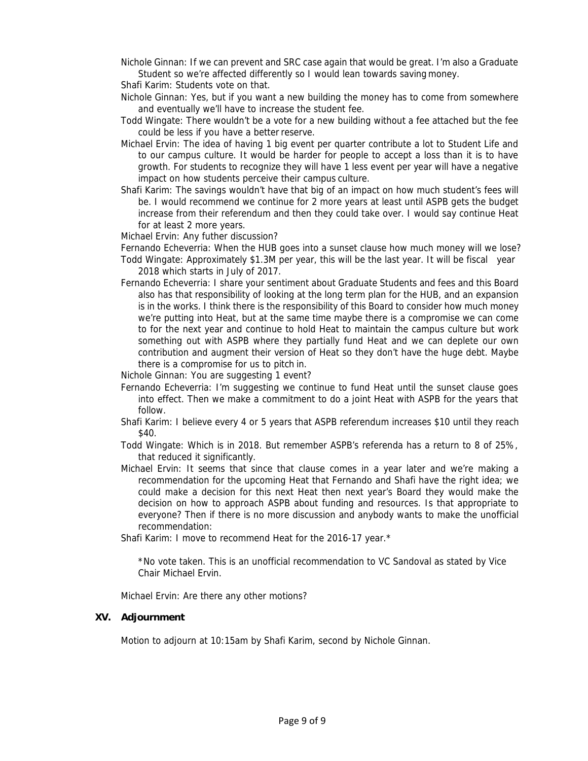Nichole Ginnan: If we can prevent and SRC case again that would be great. I'm also a Graduate Student so we're affected differently so I would lean towards saving money.

Shafi Karim: Students vote on that.

Nichole Ginnan: Yes, but if you want a new building the money has to come from somewhere and eventually we'll have to increase the student fee.

Todd Wingate: There wouldn't be a vote for a new building without a fee attached but the fee could be less if you have a better reserve.

Michael Ervin: The idea of having 1 big event per quarter contribute a lot to Student Life and to our campus culture. It would be harder for people to accept a loss than it is to have growth. For students to recognize they will have 1 less event per year will have a negative impact on how students perceive their campus culture.

Shafi Karim: The savings wouldn't have that big of an impact on how much student's fees will be. I would recommend we continue for 2 more years at least until ASPB gets the budget increase from their referendum and then they could take over. I would say continue Heat for at least 2 more years.

Michael Ervin: Any futher discussion?

Fernando Echeverria: When the HUB goes into a sunset clause how much money will we lose?

Todd Wingate: Approximately $1.3M per year, this will be the last year. It will be fiscal year 2018 which starts in July of 2017.

Fernando Echeverria: I share your sentiment about Graduate Students and fees and this Board also has that responsibility of looking at the long term plan for the HUB, and an expansion is in the works. I think there is the responsibility of this Board to consider how much money we're putting into Heat, but at the same time maybe there is a compromise we can come to for the next year and continue to hold Heat to maintain the campus culture but work something out with ASPB where they partially fund Heat and we can deplete our own contribution and augment their version of Heat so they don't have the huge debt. Maybe there is a compromise for us to pitch in.

Nichole Ginnan: You are suggesting 1 event?

Fernando Echeverria: I'm suggesting we continue to fund Heat until the sunset clause goes into effect. Then we make a commitment to do a joint Heat with ASPB for the years that follow.

Shafi Karim: I believe every 4 or 5 years that ASPB referendum increases $10 until they reach $40.

Todd Wingate: Which is in 2018. But remember ASPB's referenda has a return to 8 of 25%, that reduced it significantly.

Michael Ervin: It seems that since that clause comes in a year later and we're making a recommendation for the upcoming Heat that Fernando and Shafi have the right idea; we could make a decision for this next Heat then next year's Board they would make the decision on how to approach ASPB about funding and resources. Is that appropriate to everyone? Then if there is no more discussion and anybody wants to make the unofficial recommendation:

Shafi Karim: I move to recommend Heat for the 2016-17 year.*

*No vote taken. This is an unofficial recommendation to VC Sandoval as stated by Vice Chair Michael Ervin.

Michael Ervin: Are there any other motions?

## XV. Adjournment

Motion to adjourn at 10:15am by Shafi Karim, second by Nichole Ginnan.